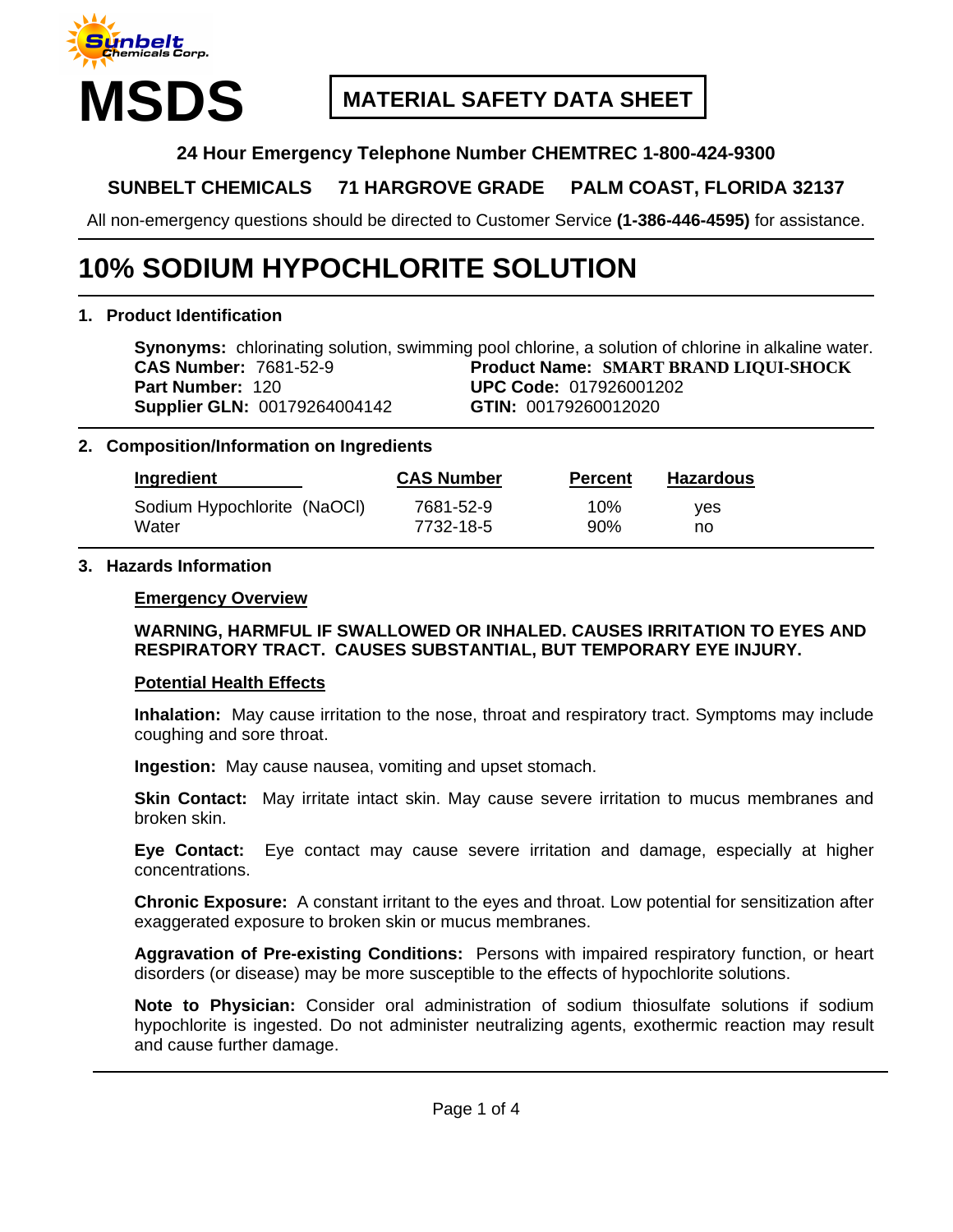Sunbelt Chemicals Corp.

# MSDS

**MATERIAL SAFETY DATA SHEET**

**24 Hour Emergency Telephone Number CHEMTREC 1-800-424-9300**

**SUNBELT CHEMICALS 71 HARGROVE GRADE PALM COAST, FLORIDA 32137**

All non-emergency questions should be directed to Customer Service **(1-386-446-4595)** for assistance.

# 10% SODIUM HYPOCHLORITE SOLUTION

## 1. Product Identification

**Synonyms:** chlorinating solution, swimming pool chlorine, a solution of chlorine in alkaline water.

**CAS Number:** 7681-52-9
**Part Number:** 120
**Supplier GLN:** 00179264004142

**Product Name:** **SMART BRAND LIQUI-SHOCK**
**UPC Code:** 017926001202
**GTIN:** 00179260012020

## 2. Composition/Information on Ingredients

| Ingredient | CAS Number | Percent | Hazardous |
|---|---|---|---|
| Sodium Hypochlorite (NaOCl) | 7681-52-9 | 10% | yes |
| Water | 7732-18-5 | 90% | no |

## 3. Hazards Information

### Emergency Overview

**WARNING, HARMFUL IF SWALLOWED OR INHALED. CAUSES IRRITATION TO EYES AND RESPIRATORY TRACT. CAUSES SUBSTANTIAL, BUT TEMPORARY EYE INJURY.**

### Potential Health Effects

**Inhalation:** May cause irritation to the nose, throat and respiratory tract. Symptoms may include coughing and sore throat.

**Ingestion:** May cause nausea, vomiting and upset stomach.

**Skin Contact:** May irritate intact skin. May cause severe irritation to mucus membranes and broken skin.

**Eye Contact:** Eye contact may cause severe irritation and damage, especially at higher concentrations.

**Chronic Exposure:** A constant irritant to the eyes and throat. Low potential for sensitization after exaggerated exposure to broken skin or mucus membranes.

**Aggravation of Pre-existing Conditions:** Persons with impaired respiratory function, or heart disorders (or disease) may be more susceptible to the effects of hypochlorite solutions.

**Note to Physician:** Consider oral administration of sodium thiosulfate solutions if sodium hypochlorite is ingested. Do not administer neutralizing agents, exothermic reaction may result and cause further damage.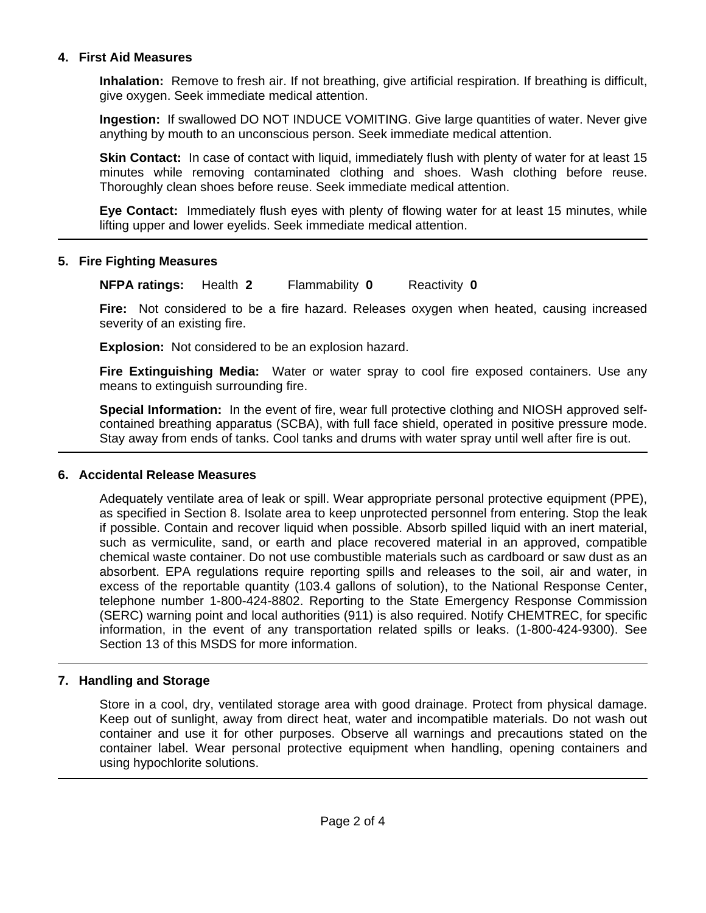## 4. First Aid Measures

**Inhalation:** Remove to fresh air. If not breathing, give artificial respiration. If breathing is difficult, give oxygen. Seek immediate medical attention.

**Ingestion:** If swallowed DO NOT INDUCE VOMITING. Give large quantities of water. Never give anything by mouth to an unconscious person. Seek immediate medical attention.

**Skin Contact:** In case of contact with liquid, immediately flush with plenty of water for at least 15 minutes while removing contaminated clothing and shoes. Wash clothing before reuse. Thoroughly clean shoes before reuse. Seek immediate medical attention.

**Eye Contact:** Immediately flush eyes with plenty of flowing water for at least 15 minutes, while lifting upper and lower eyelids. Seek immediate medical attention.

## 5. Fire Fighting Measures

**NFPA ratings:** Health **2** Flammability **0** Reactivity **0**

**Fire:** Not considered to be a fire hazard. Releases oxygen when heated, causing increased severity of an existing fire.

**Explosion:** Not considered to be an explosion hazard.

**Fire Extinguishing Media:** Water or water spray to cool fire exposed containers. Use any means to extinguish surrounding fire.

**Special Information:** In the event of fire, wear full protective clothing and NIOSH approved self-contained breathing apparatus (SCBA), with full face shield, operated in positive pressure mode. Stay away from ends of tanks. Cool tanks and drums with water spray until well after fire is out.

## 6. Accidental Release Measures

Adequately ventilate area of leak or spill. Wear appropriate personal protective equipment (PPE), as specified in Section 8. Isolate area to keep unprotected personnel from entering. Stop the leak if possible. Contain and recover liquid when possible. Absorb spilled liquid with an inert material, such as vermiculite, sand, or earth and place recovered material in an approved, compatible chemical waste container. Do not use combustible materials such as cardboard or saw dust as an absorbent. EPA regulations require reporting spills and releases to the soil, air and water, in excess of the reportable quantity (103.4 gallons of solution), to the National Response Center, telephone number 1-800-424-8802. Reporting to the State Emergency Response Commission (SERC) warning point and local authorities (911) is also required. Notify CHEMTREC, for specific information, in the event of any transportation related spills or leaks. (1-800-424-9300). See Section 13 of this MSDS for more information.

## 7. Handling and Storage

Store in a cool, dry, ventilated storage area with good drainage. Protect from physical damage. Keep out of sunlight, away from direct heat, water and incompatible materials. Do not wash out container and use it for other purposes. Observe all warnings and precautions stated on the container label. Wear personal protective equipment when handling, opening containers and using hypochlorite solutions.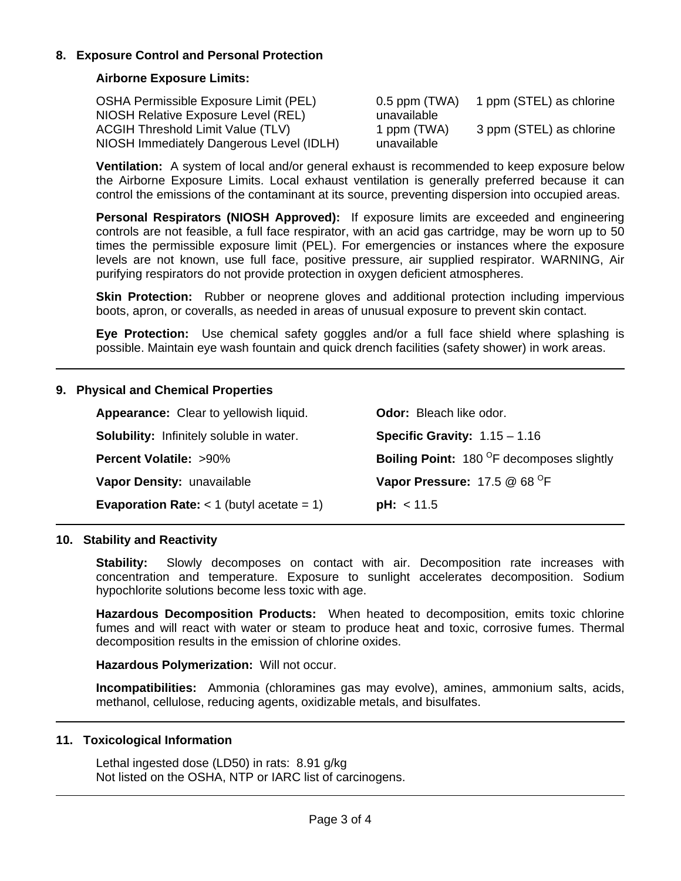## 8. Exposure Control and Personal Protection

**Airborne Exposure Limits:**

| | | |
|---|---|---|
| OSHA Permissible Exposure Limit (PEL) | 0.5 ppm (TWA) | 1 ppm (STEL) as chlorine |
| NIOSH Relative Exposure Level (REL) | unavailable | |
| ACGIH Threshold Limit Value (TLV) | 1 ppm (TWA) | 3 ppm (STEL) as chlorine |
| NIOSH Immediately Dangerous Level (IDLH) | unavailable | |

**Ventilation:** A system of local and/or general exhaust is recommended to keep exposure below the Airborne Exposure Limits. Local exhaust ventilation is generally preferred because it can control the emissions of the contaminant at its source, preventing dispersion into occupied areas.

**Personal Respirators (NIOSH Approved):** If exposure limits are exceeded and engineering controls are not feasible, a full face respirator, with an acid gas cartridge, may be worn up to 50 times the permissible exposure limit (PEL). For emergencies or instances where the exposure levels are not known, use full face, positive pressure, air supplied respirator. WARNING, Air purifying respirators do not provide protection in oxygen deficient atmospheres.

**Skin Protection:** Rubber or neoprene gloves and additional protection including impervious boots, apron, or coveralls, as needed in areas of unusual exposure to prevent skin contact.

**Eye Protection:** Use chemical safety goggles and/or a full face shield where splashing is possible. Maintain eye wash fountain and quick drench facilities (safety shower) in work areas.

## 9. Physical and Chemical Properties

**Appearance:** Clear to yellowish liquid.

**Odor:** Bleach like odor.

**Solubility:** Infinitely soluble in water.

**Specific Gravity:** 1.15 – 1.16

**Percent Volatile:** >90%

**Boiling Point:** 180 $^{O}$F decomposes slightly

**Vapor Density:** unavailable

**Vapor Pressure:** 17.5 @ 68 $^{O}$F

**Evaporation Rate:** < 1 (butyl acetate = 1)

**pH:** < 11.5

## 10. Stability and Reactivity

**Stability:** Slowly decomposes on contact with air. Decomposition rate increases with concentration and temperature. Exposure to sunlight accelerates decomposition. Sodium hypochlorite solutions become less toxic with age.

**Hazardous Decomposition Products:** When heated to decomposition, emits toxic chlorine fumes and will react with water or steam to produce heat and toxic, corrosive fumes. Thermal decomposition results in the emission of chlorine oxides.

**Hazardous Polymerization:** Will not occur.

**Incompatibilities:** Ammonia (chloramines gas may evolve), amines, ammonium salts, acids, methanol, cellulose, reducing agents, oxidizable metals, and bisulfates.

## 11. Toxicological Information

Lethal ingested dose (LD50) in rats: 8.91 g/kg
Not listed on the OSHA, NTP or IARC list of carcinogens.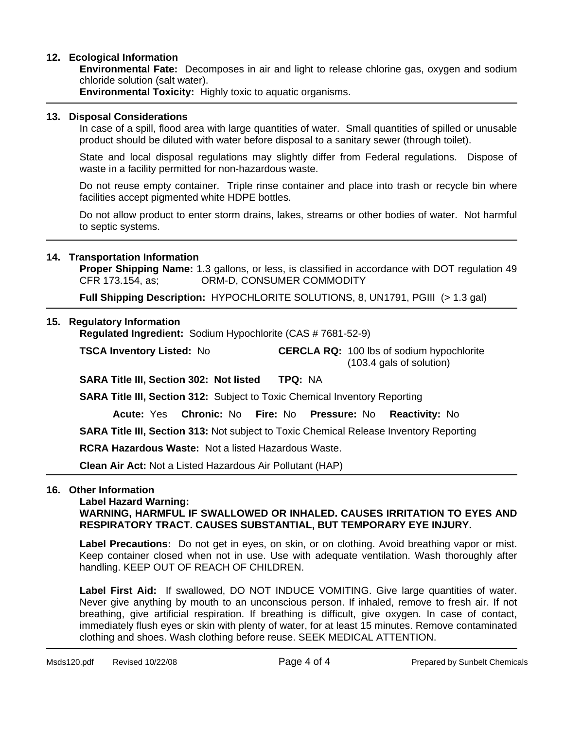## 12. Ecological Information

**Environmental Fate:** Decomposes in air and light to release chlorine gas, oxygen and sodium chloride solution (salt water).

**Environmental Toxicity:** Highly toxic to aquatic organisms.

## 13. Disposal Considerations

In case of a spill, flood area with large quantities of water. Small quantities of spilled or unusable product should be diluted with water before disposal to a sanitary sewer (through toilet).

State and local disposal regulations may slightly differ from Federal regulations. Dispose of waste in a facility permitted for non-hazardous waste.

Do not reuse empty container. Triple rinse container and place into trash or recycle bin where facilities accept pigmented white HDPE bottles.

Do not allow product to enter storm drains, lakes, streams or other bodies of water. Not harmful to septic systems.

## 14. Transportation Information

**Proper Shipping Name:** 1.3 gallons, or less, is classified in accordance with DOT regulation 49 CFR 173.154, as; ORM-D, CONSUMER COMMODITY

**Full Shipping Description:** HYPOCHLORITE SOLUTIONS, 8, UN1791, PGIII (> 1.3 gal)

## 15. Regulatory Information

**Regulated Ingredient:** Sodium Hypochlorite (CAS # 7681-52-9)

**TSCA Inventory Listed:** No

**CERCLA RQ:** 100 lbs of sodium hypochlorite (103.4 gals of solution)

**SARA Title III, Section 302: Not listed** **TPQ:** NA

**SARA Title III, Section 312:** Subject to Toxic Chemical Inventory Reporting

**Acute:** Yes **Chronic:** No **Fire:** No **Pressure:** No **Reactivity:** No

**SARA Title III, Section 313:** Not subject to Toxic Chemical Release Inventory Reporting

**RCRA Hazardous Waste:** Not a listed Hazardous Waste.

**Clean Air Act:** Not a Listed Hazardous Air Pollutant (HAP)

## 16. Other Information

**Label Hazard Warning:**
**WARNING, HARMFUL IF SWALLOWED OR INHALED. CAUSES IRRITATION TO EYES AND RESPIRATORY TRACT. CAUSES SUBSTANTIAL, BUT TEMPORARY EYE INJURY.**

**Label Precautions:** Do not get in eyes, on skin, or on clothing. Avoid breathing vapor or mist. Keep container closed when not in use. Use with adequate ventilation. Wash thoroughly after handling. KEEP OUT OF REACH OF CHILDREN.

**Label First Aid:** If swallowed, DO NOT INDUCE VOMITING. Give large quantities of water. Never give anything by mouth to an unconscious person. If inhaled, remove to fresh air. If not breathing, give artificial respiration. If breathing is difficult, give oxygen. In case of contact, immediately flush eyes or skin with plenty of water, for at least 15 minutes. Remove contaminated clothing and shoes. Wash clothing before reuse. SEEK MEDICAL ATTENTION.